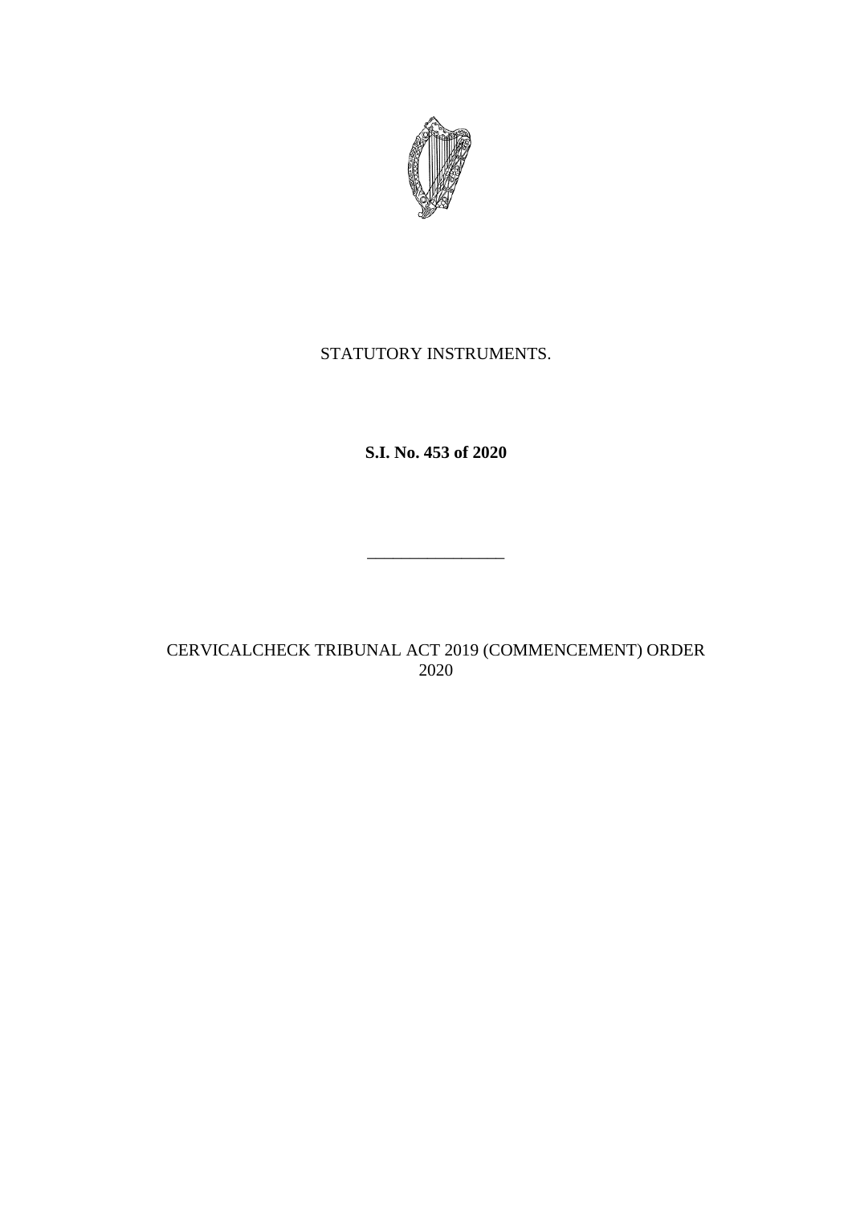STATUTORY INSTRUMENTS.

**S.I. No. 453 of 2020**

________________

CERVICALCHECK TRIBUNAL ACT 2019 (COMMENCEMENT) ORDER 2020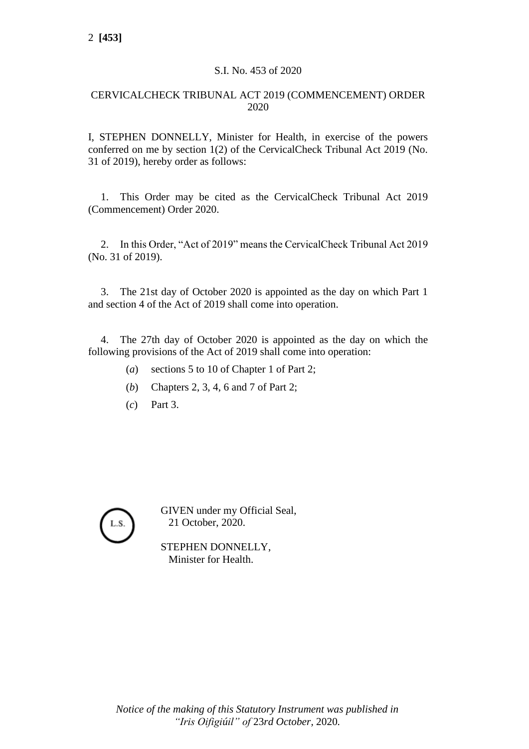S.I. No. 453 of 2020

CERVICALCHECK TRIBUNAL ACT 2019 (COMMENCEMENT) ORDER 2020

I, STEPHEN DONNELLY, Minister for Health, in exercise of the powers conferred on me by section 1(2) of the CervicalCheck Tribunal Act 2019 (No. 31 of 2019), hereby order as follows:

1. This Order may be cited as the CervicalCheck Tribunal Act 2019 (Commencement) Order 2020.

2. In this Order, "Act of 2019" means the CervicalCheck Tribunal Act 2019 (No. 31 of 2019).

3. The 21st day of October 2020 is appointed as the day on which Part 1 and section 4 of the Act of 2019 shall come into operation.

4. The 27th day of October 2020 is appointed as the day on which the following provisions of the Act of 2019 shall come into operation:

(*a*) sections 5 to 10 of Chapter 1 of Part 2;

(*b*) Chapters 2, 3, 4, 6 and 7 of Part 2;

(*c*) Part 3.

L.S.

GIVEN under my Official Seal,
21 October, 2020.

STEPHEN DONNELLY,
Minister for Health.

*Notice of the making of this Statutory Instrument was published in "Iris Oifigiúil" of* 23*rd October,* 2020.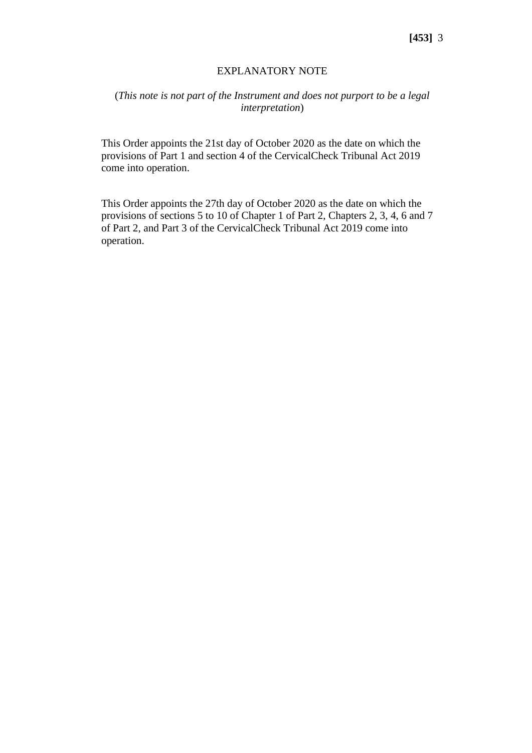# EXPLANATORY NOTE

(*This note is not part of the Instrument and does not purport to be a legal interpretation*)

This Order appoints the 21st day of October 2020 as the date on which the provisions of Part 1 and section 4 of the CervicalCheck Tribunal Act 2019 come into operation.

This Order appoints the 27th day of October 2020 as the date on which the provisions of sections 5 to 10 of Chapter 1 of Part 2, Chapters 2, 3, 4, 6 and 7 of Part 2, and Part 3 of the CervicalCheck Tribunal Act 2019 come into operation.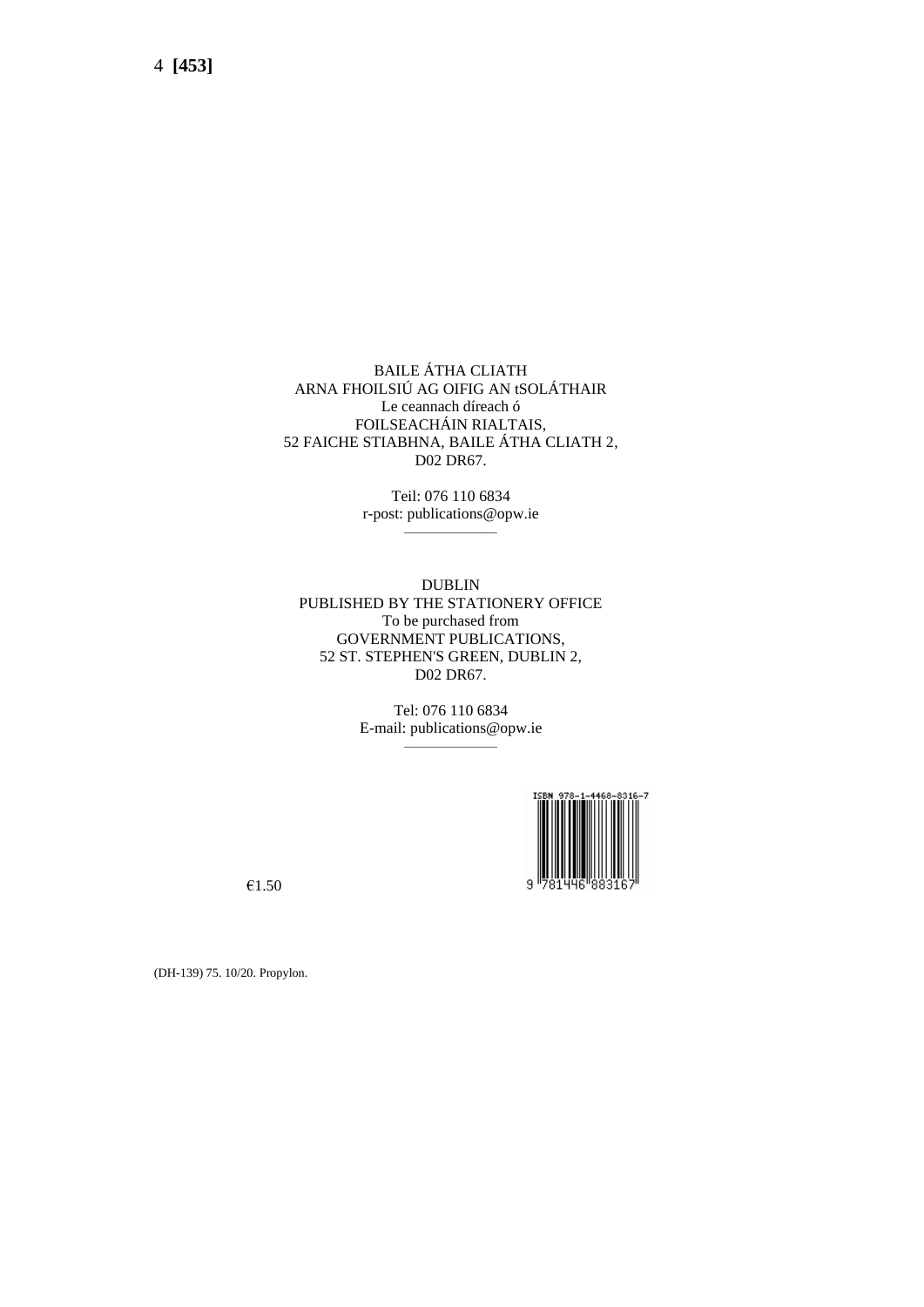BAILE ÁTHA CLIATH
ARNA FHOILSIÚ AG OIFIG AN tSOLÁTHAIR
Le ceannach díreach ó
FOILSEACHÁIN RIALTAIS,
52 FAICHE STIABHNA, BAILE ÁTHA CLIATH 2,
D02 DR67.

Teil: 076 110 6834
r-post: publications@opw.ie

---

DUBLIN
PUBLISHED BY THE STATIONERY OFFICE
To be purchased from
GOVERNMENT PUBLICATIONS,
52 ST. STEPHEN'S GREEN, DUBLIN 2,
D02 DR67.

Tel: 076 110 6834
E-mail: publications@opw.ie

---

ISBN 978-1-4468-8316-7

9 781446 883167

€1.50

(DH-139) 75. 10/20. Propylon.